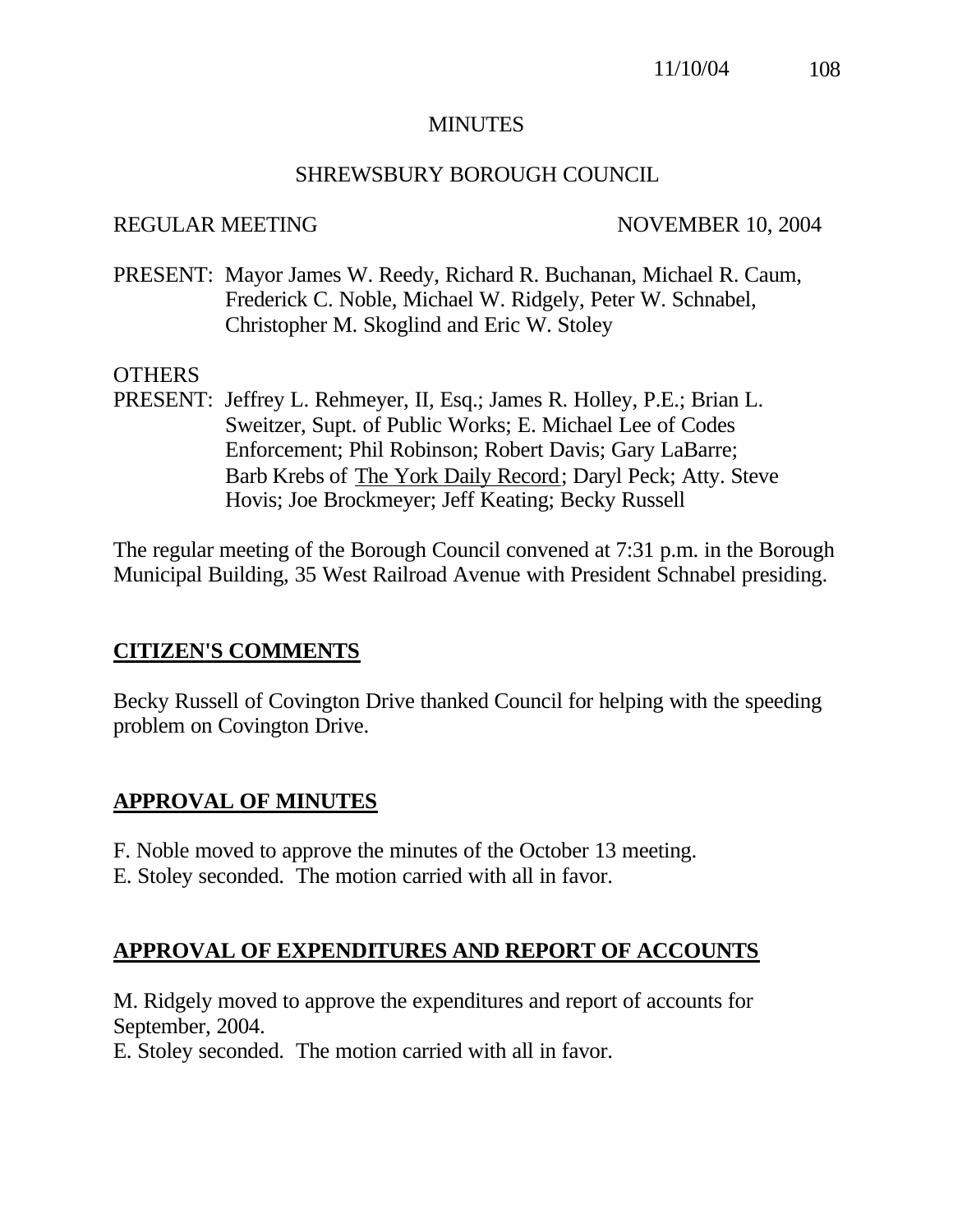# MINUTES

## SHREWSBURY BOROUGH COUNCIL

REGULAR MEETING NOVEMBER 10, 2004

PRESENT: Mayor James W. Reedy, Richard R. Buchanan, Michael R. Caum, Frederick C. Noble, Michael W. Ridgely, Peter W. Schnabel, Christopher M. Skoglind and Eric W. Stoley

OTHERS
PRESENT: Jeffrey L. Rehmeyer, II, Esq.; James R. Holley, P.E.; Brian L. Sweitzer, Supt. of Public Works; E. Michael Lee of Codes Enforcement; Phil Robinson; Robert Davis; Gary LaBarre; Barb Krebs of The York Daily Record; Daryl Peck; Atty. Steve Hovis; Joe Brockmeyer; Jeff Keating; Becky Russell

The regular meeting of the Borough Council convened at 7:31 p.m. in the Borough Municipal Building, 35 West Railroad Avenue with President Schnabel presiding.

## CITIZEN'S COMMENTS

Becky Russell of Covington Drive thanked Council for helping with the speeding problem on Covington Drive.

## APPROVAL OF MINUTES

F. Noble moved to approve the minutes of the October 13 meeting.
E. Stoley seconded. The motion carried with all in favor.

## APPROVAL OF EXPENDITURES AND REPORT OF ACCOUNTS

M. Ridgely moved to approve the expenditures and report of accounts for September, 2004.
E. Stoley seconded. The motion carried with all in favor.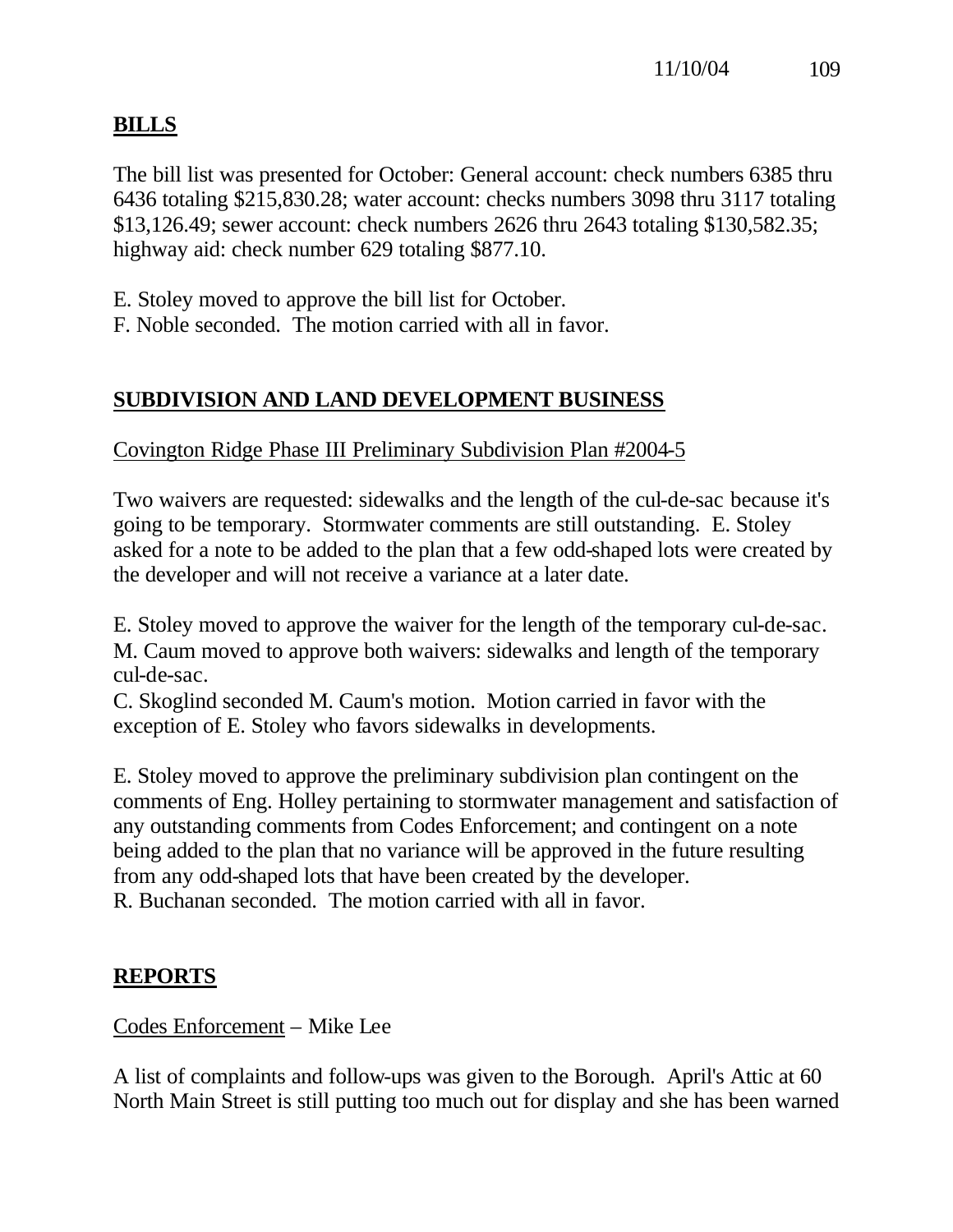## **BILLS**

The bill list was presented for October: General account: check numbers 6385 thru 6436 totaling $215,830.28; water account: checks numbers 3098 thru 3117 totaling $13,126.49; sewer account: check numbers 2626 thru 2643 totaling $130,582.35; highway aid: check number 629 totaling $877.10.

E. Stoley moved to approve the bill list for October.
F. Noble seconded. The motion carried with all in favor.

## **SUBDIVISION AND LAND DEVELOPMENT BUSINESS**

Covington Ridge Phase III Preliminary Subdivision Plan #2004-5

Two waivers are requested: sidewalks and the length of the cul-de-sac because it's going to be temporary. Stormwater comments are still outstanding. E. Stoley asked for a note to be added to the plan that a few odd-shaped lots were created by the developer and will not receive a variance at a later date.

E. Stoley moved to approve the waiver for the length of the temporary cul-de-sac.
M. Caum moved to approve both waivers: sidewalks and length of the temporary cul-de-sac.
C. Skoglind seconded M. Caum's motion. Motion carried in favor with the exception of E. Stoley who favors sidewalks in developments.

E. Stoley moved to approve the preliminary subdivision plan contingent on the comments of Eng. Holley pertaining to stormwater management and satisfaction of any outstanding comments from Codes Enforcement; and contingent on a note being added to the plan that no variance will be approved in the future resulting from any odd-shaped lots that have been created by the developer.
R. Buchanan seconded. The motion carried with all in favor.

## **REPORTS**

Codes Enforcement – Mike Lee

A list of complaints and follow-ups was given to the Borough. April's Attic at 60 North Main Street is still putting too much out for display and she has been warned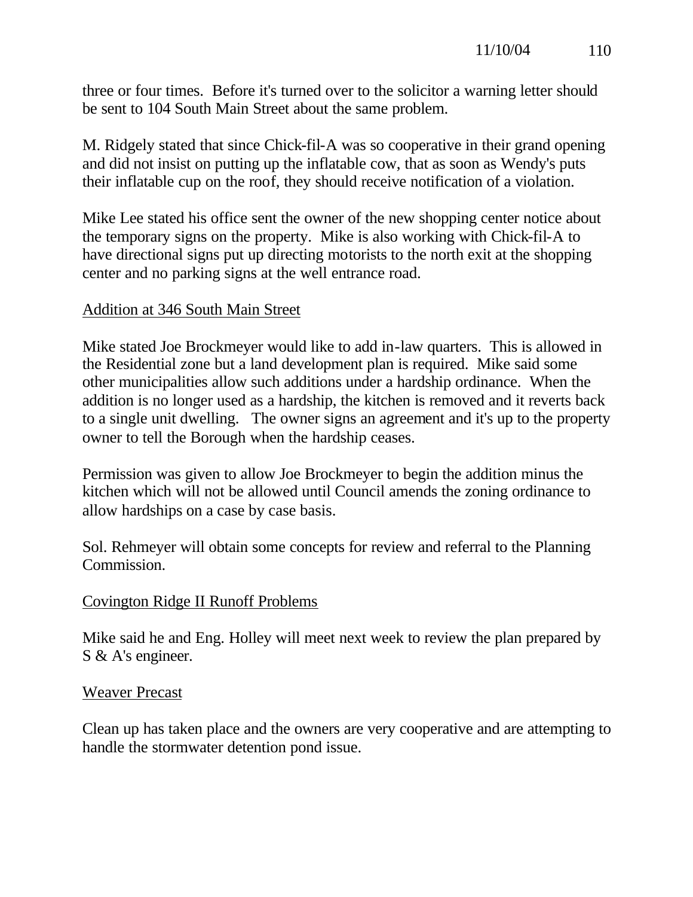three or four times. Before it's turned over to the solicitor a warning letter should be sent to 104 South Main Street about the same problem.

M. Ridgely stated that since Chick-fil-A was so cooperative in their grand opening and did not insist on putting up the inflatable cow, that as soon as Wendy's puts their inflatable cup on the roof, they should receive notification of a violation.

Mike Lee stated his office sent the owner of the new shopping center notice about the temporary signs on the property. Mike is also working with Chick-fil-A to have directional signs put up directing motorists to the north exit at the shopping center and no parking signs at the well entrance road.

<u>Addition at 346 South Main Street</u>

Mike stated Joe Brockmeyer would like to add in-law quarters. This is allowed in the Residential zone but a land development plan is required. Mike said some other municipalities allow such additions under a hardship ordinance. When the addition is no longer used as a hardship, the kitchen is removed and it reverts back to a single unit dwelling. The owner signs an agreement and it's up to the property owner to tell the Borough when the hardship ceases.

Permission was given to allow Joe Brockmeyer to begin the addition minus the kitchen which will not be allowed until Council amends the zoning ordinance to allow hardships on a case by case basis.

Sol. Rehmeyer will obtain some concepts for review and referral to the Planning Commission.

<u>Covington Ridge II Runoff Problems</u>

Mike said he and Eng. Holley will meet next week to review the plan prepared by S & A's engineer.

<u>Weaver Precast</u>

Clean up has taken place and the owners are very cooperative and are attempting to handle the stormwater detention pond issue.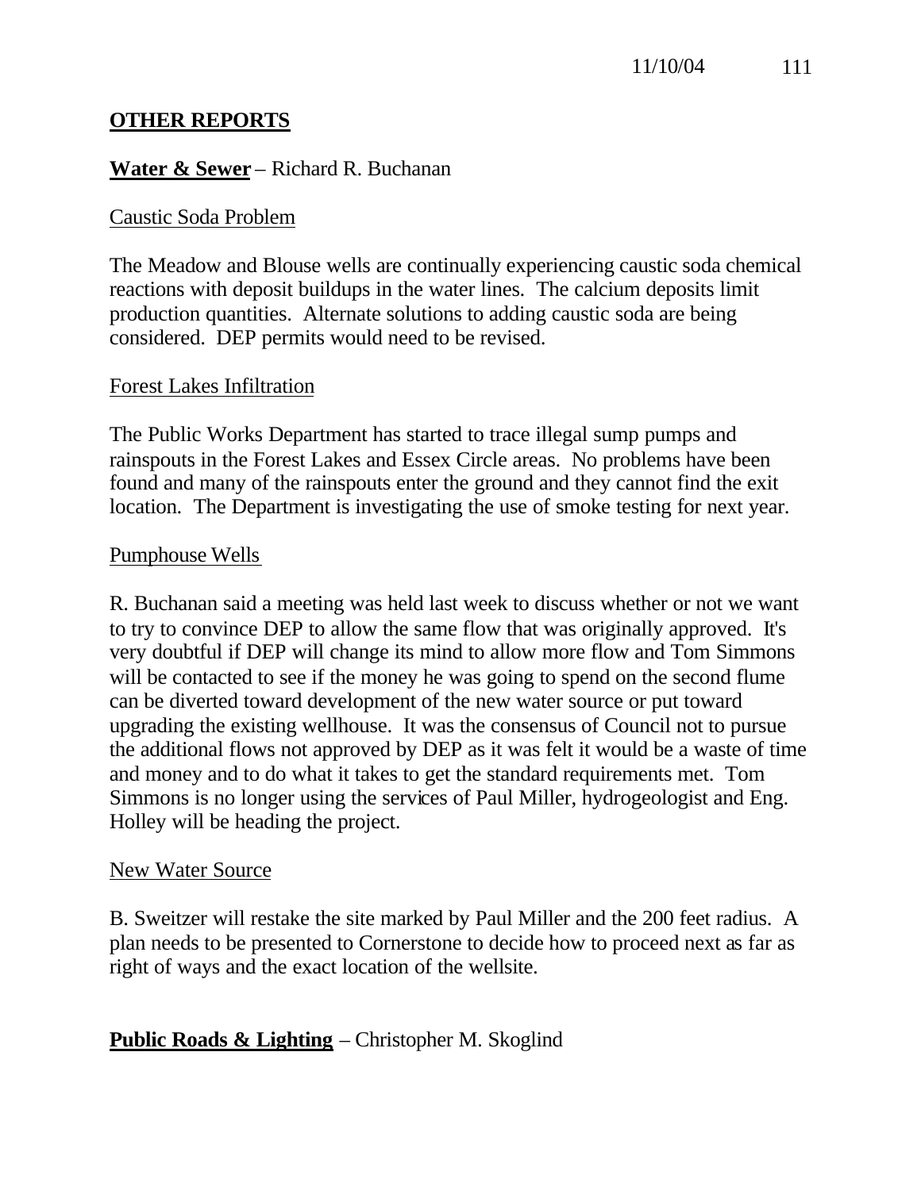## OTHER REPORTS

**Water & Sewer** – Richard R. Buchanan

Caustic Soda Problem

The Meadow and Blouse wells are continually experiencing caustic soda chemical reactions with deposit buildups in the water lines. The calcium deposits limit production quantities. Alternate solutions to adding caustic soda are being considered. DEP permits would need to be revised.

Forest Lakes Infiltration

The Public Works Department has started to trace illegal sump pumps and rainspouts in the Forest Lakes and Essex Circle areas. No problems have been found and many of the rainspouts enter the ground and they cannot find the exit location. The Department is investigating the use of smoke testing for next year.

Pumphouse Wells

R. Buchanan said a meeting was held last week to discuss whether or not we want to try to convince DEP to allow the same flow that was originally approved. It's very doubtful if DEP will change its mind to allow more flow and Tom Simmons will be contacted to see if the money he was going to spend on the second flume can be diverted toward development of the new water source or put toward upgrading the existing wellhouse. It was the consensus of Council not to pursue the additional flows not approved by DEP as it was felt it would be a waste of time and money and to do what it takes to get the standard requirements met. Tom Simmons is no longer using the services of Paul Miller, hydrogeologist and Eng. Holley will be heading the project.

New Water Source

B. Sweitzer will restake the site marked by Paul Miller and the 200 feet radius. A plan needs to be presented to Cornerstone to decide how to proceed next as far as right of ways and the exact location of the wellsite.

**Public Roads & Lighting** – Christopher M. Skoglind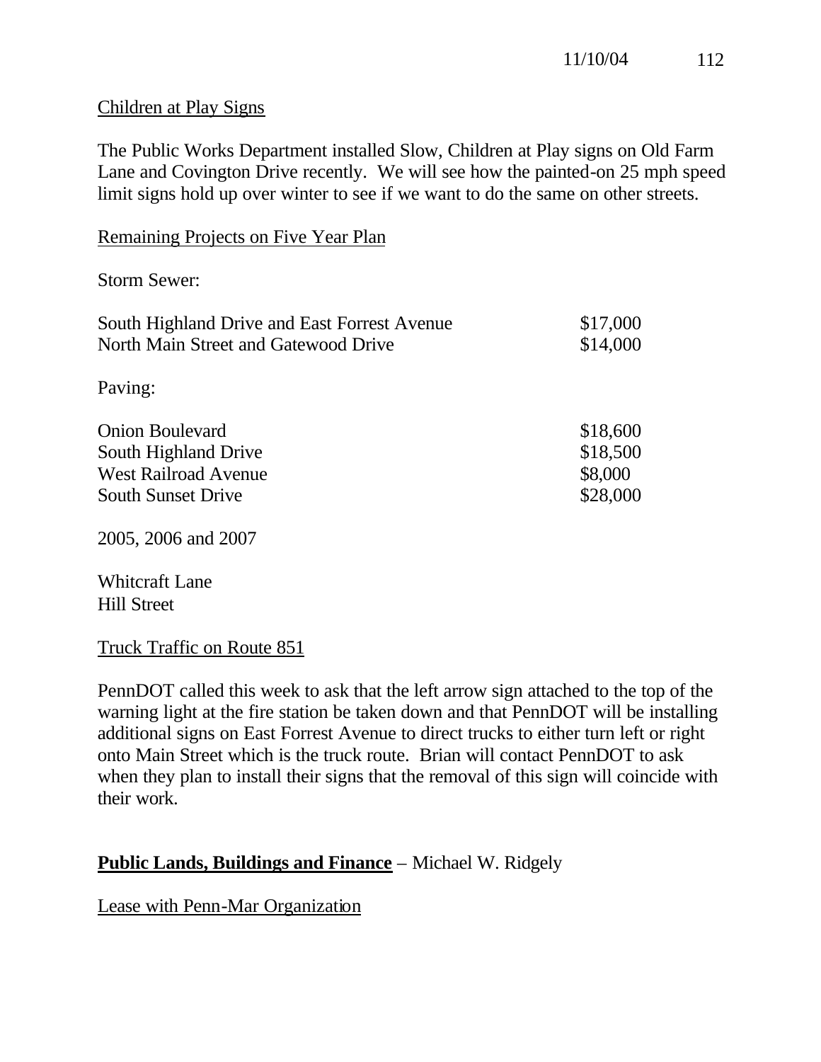Children at Play Signs

The Public Works Department installed Slow, Children at Play signs on Old Farm Lane and Covington Drive recently. We will see how the painted-on 25 mph speed limit signs hold up over winter to see if we want to do the same on other streets.

Remaining Projects on Five Year Plan

Storm Sewer:

| | |
|---|---|
| South Highland Drive and East Forrest Avenue | $17,000 |
| North Main Street and Gatewood Drive | $14,000 |

Paving:

| | |
|---|---|
| Onion Boulevard | $18,600 |
| South Highland Drive | $18,500 |
| West Railroad Avenue | $8,000 |
| South Sunset Drive | $28,000 |

2005, 2006 and 2007

Whitcraft Lane
Hill Street

Truck Traffic on Route 851

PennDOT called this week to ask that the left arrow sign attached to the top of the warning light at the fire station be taken down and that PennDOT will be installing additional signs on East Forrest Avenue to direct trucks to either turn left or right onto Main Street which is the truck route. Brian will contact PennDOT to ask when they plan to install their signs that the removal of this sign will coincide with their work.

**Public Lands, Buildings and Finance** – Michael W. Ridgely

Lease with Penn-Mar Organization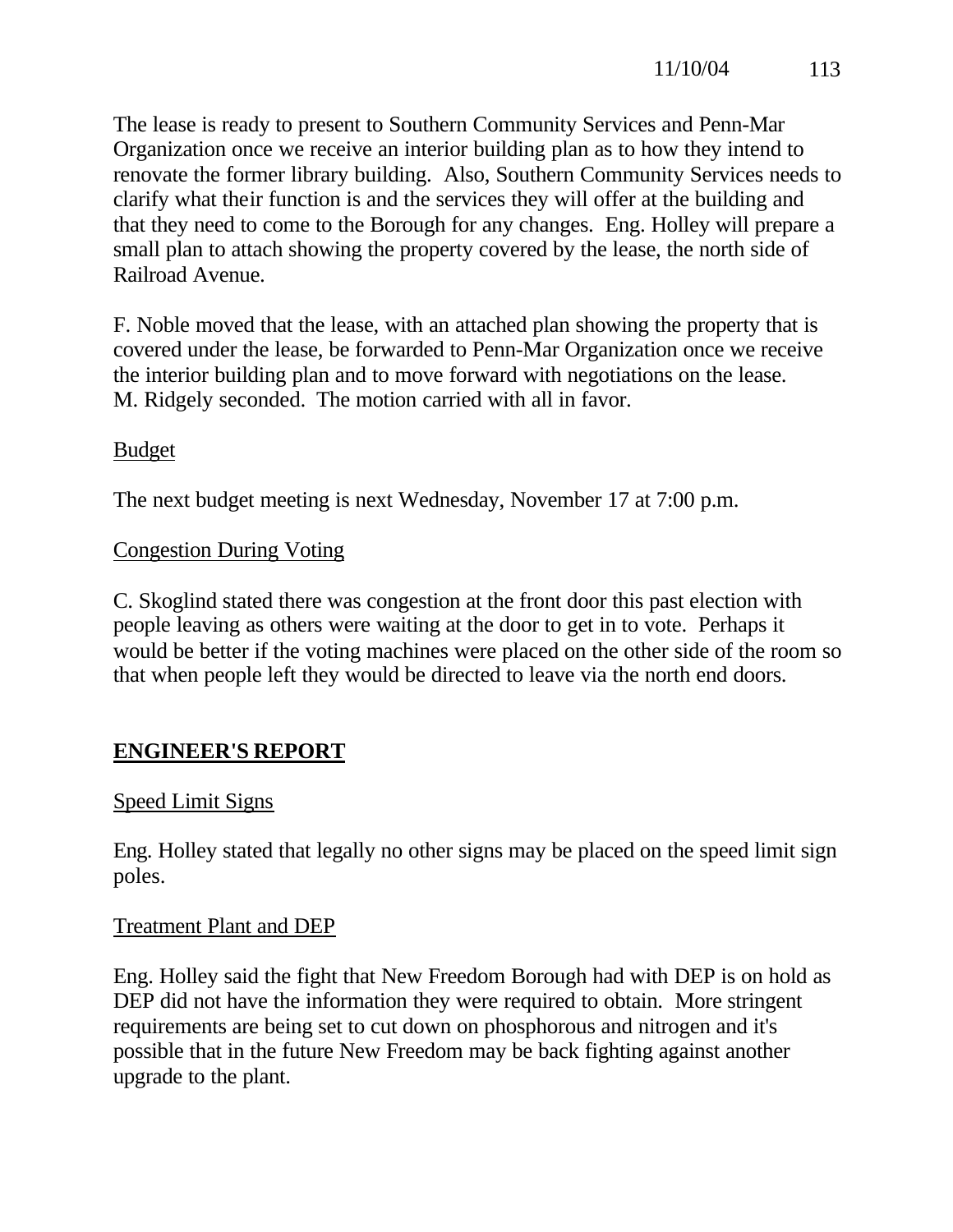The lease is ready to present to Southern Community Services and Penn-Mar Organization once we receive an interior building plan as to how they intend to renovate the former library building. Also, Southern Community Services needs to clarify what their function is and the services they will offer at the building and that they need to come to the Borough for any changes. Eng. Holley will prepare a small plan to attach showing the property covered by the lease, the north side of Railroad Avenue.

F. Noble moved that the lease, with an attached plan showing the property that is covered under the lease, be forwarded to Penn-Mar Organization once we receive the interior building plan and to move forward with negotiations on the lease. M. Ridgely seconded. The motion carried with all in favor.

Budget

The next budget meeting is next Wednesday, November 17 at 7:00 p.m.

Congestion During Voting

C. Skoglind stated there was congestion at the front door this past election with people leaving as others were waiting at the door to get in to vote. Perhaps it would be better if the voting machines were placed on the other side of the room so that when people left they would be directed to leave via the north end doors.

## ENGINEER'S REPORT

Speed Limit Signs

Eng. Holley stated that legally no other signs may be placed on the speed limit sign poles.

Treatment Plant and DEP

Eng. Holley said the fight that New Freedom Borough had with DEP is on hold as DEP did not have the information they were required to obtain. More stringent requirements are being set to cut down on phosphorous and nitrogen and it's possible that in the future New Freedom may be back fighting against another upgrade to the plant.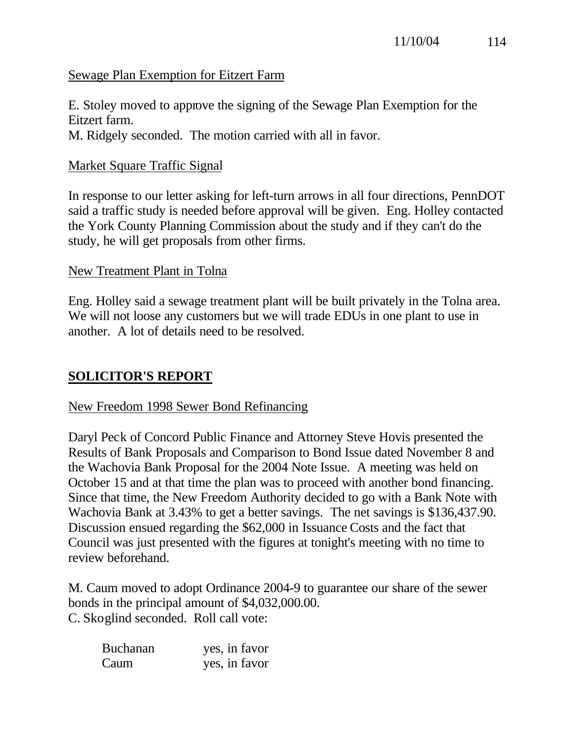Sewage Plan Exemption for Eitzert Farm

E. Stoley moved to approve the signing of the Sewage Plan Exemption for the Eitzert farm.
M. Ridgely seconded. The motion carried with all in favor.

Market Square Traffic Signal

In response to our letter asking for left-turn arrows in all four directions, PennDOT said a traffic study is needed before approval will be given. Eng. Holley contacted the York County Planning Commission about the study and if they can't do the study, he will get proposals from other firms.

New Treatment Plant in Tolna

Eng. Holley said a sewage treatment plant will be built privately in the Tolna area. We will not loose any customers but we will trade EDUs in one plant to use in another. A lot of details need to be resolved.

## SOLICITOR'S REPORT

New Freedom 1998 Sewer Bond Refinancing

Daryl Peck of Concord Public Finance and Attorney Steve Hovis presented the Results of Bank Proposals and Comparison to Bond Issue dated November 8 and the Wachovia Bank Proposal for the 2004 Note Issue. A meeting was held on October 15 and at that time the plan was to proceed with another bond financing. Since that time, the New Freedom Authority decided to go with a Bank Note with Wachovia Bank at 3.43% to get a better savings. The net savings is $136,437.90. Discussion ensued regarding the $62,000 in Issuance Costs and the fact that Council was just presented with the figures at tonight's meeting with no time to review beforehand.

M. Caum moved to adopt Ordinance 2004-9 to guarantee our share of the sewer bonds in the principal amount of $4,032,000.00.
C. Skoglind seconded. Roll call vote:

| | |
|---|---|
| Buchanan | yes, in favor |
| Caum | yes, in favor |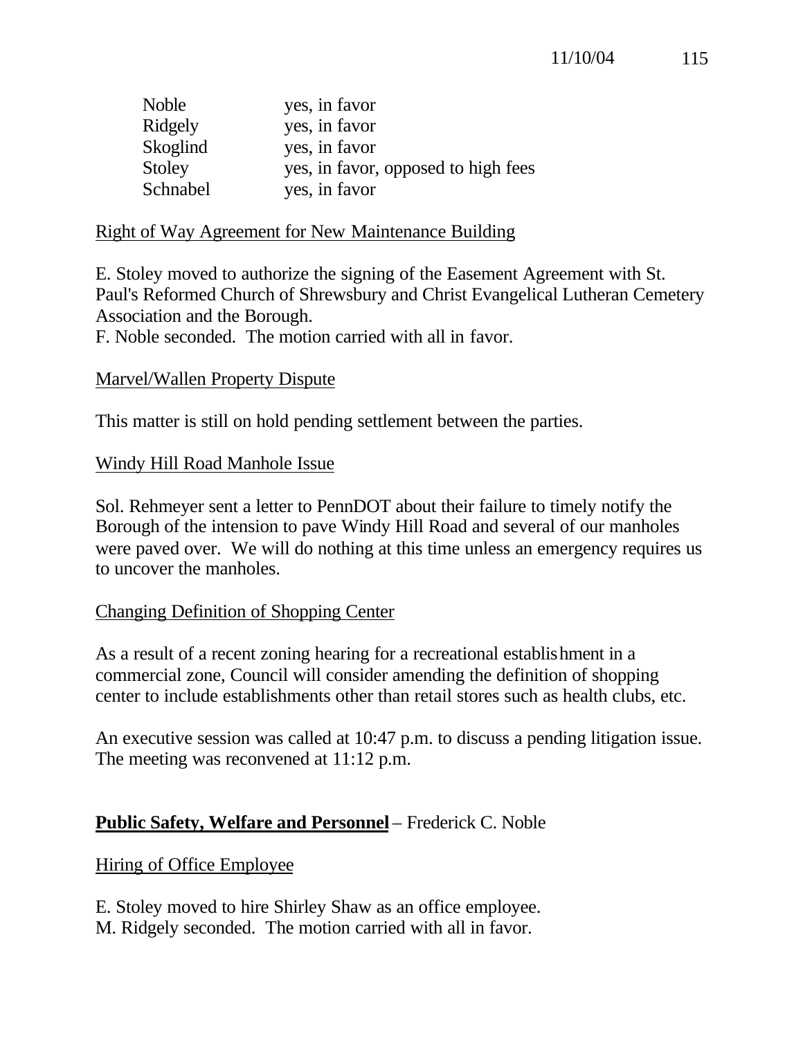| Noble | yes, in favor |
| --- | --- |
| Ridgely | yes, in favor |
| Skoglind | yes, in favor |
| Stoley | yes, in favor, opposed to high fees |
| Schnabel | yes, in favor |

Right of Way Agreement for New Maintenance Building

E. Stoley moved to authorize the signing of the Easement Agreement with St. Paul's Reformed Church of Shrewsbury and Christ Evangelical Lutheran Cemetery Association and the Borough.
F. Noble seconded. The motion carried with all in favor.

Marvel/Wallen Property Dispute

This matter is still on hold pending settlement between the parties.

Windy Hill Road Manhole Issue

Sol. Rehmeyer sent a letter to PennDOT about their failure to timely notify the Borough of the intension to pave Windy Hill Road and several of our manholes were paved over. We will do nothing at this time unless an emergency requires us to uncover the manholes.

Changing Definition of Shopping Center

As a result of a recent zoning hearing for a recreational establishment in a commercial zone, Council will consider amending the definition of shopping center to include establishments other than retail stores such as health clubs, etc.

An executive session was called at 10:47 p.m. to discuss a pending litigation issue. The meeting was reconvened at 11:12 p.m.

**Public Safety, Welfare and Personnel** – Frederick C. Noble

Hiring of Office Employee

E. Stoley moved to hire Shirley Shaw as an office employee.
M. Ridgely seconded. The motion carried with all in favor.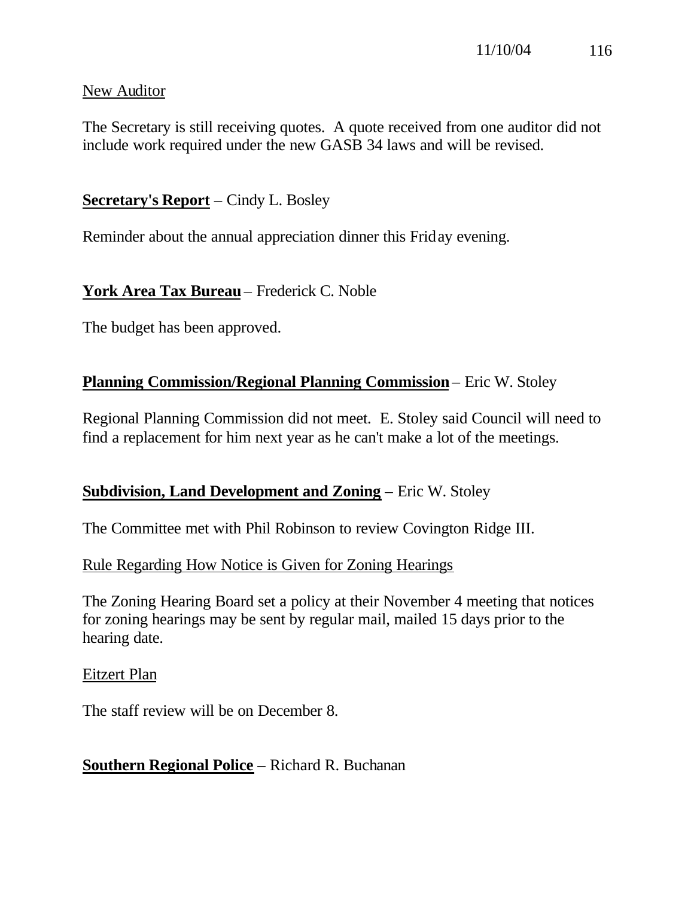New Auditor

The Secretary is still receiving quotes. A quote received from one auditor did not include work required under the new GASB 34 laws and will be revised.

**Secretary's Report** – Cindy L. Bosley

Reminder about the annual appreciation dinner this Friday evening.

**York Area Tax Bureau** – Frederick C. Noble

The budget has been approved.

**Planning Commission/Regional Planning Commission** – Eric W. Stoley

Regional Planning Commission did not meet. E. Stoley said Council will need to find a replacement for him next year as he can't make a lot of the meetings.

**Subdivision, Land Development and Zoning** – Eric W. Stoley

The Committee met with Phil Robinson to review Covington Ridge III.

Rule Regarding How Notice is Given for Zoning Hearings

The Zoning Hearing Board set a policy at their November 4 meeting that notices for zoning hearings may be sent by regular mail, mailed 15 days prior to the hearing date.

Eitzert Plan

The staff review will be on December 8.

**Southern Regional Police** – Richard R. Buchanan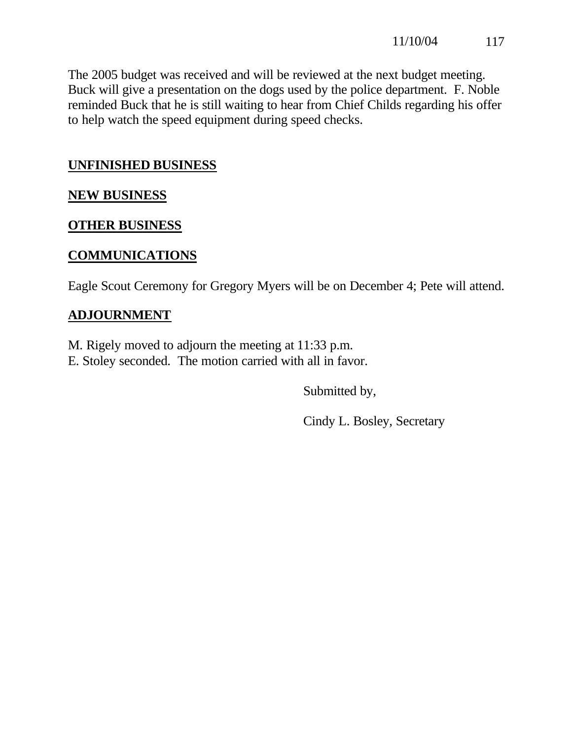The 2005 budget was received and will be reviewed at the next budget meeting. Buck will give a presentation on the dogs used by the police department. F. Noble reminded Buck that he is still waiting to hear from Chief Childs regarding his offer to help watch the speed equipment during speed checks.

## UNFINISHED BUSINESS

## NEW BUSINESS

## OTHER BUSINESS

## COMMUNICATIONS

Eagle Scout Ceremony for Gregory Myers will be on December 4; Pete will attend.

## ADJOURNMENT

M. Rigely moved to adjourn the meeting at 11:33 p.m.
E. Stoley seconded. The motion carried with all in favor.

Submitted by,

Cindy L. Bosley, Secretary